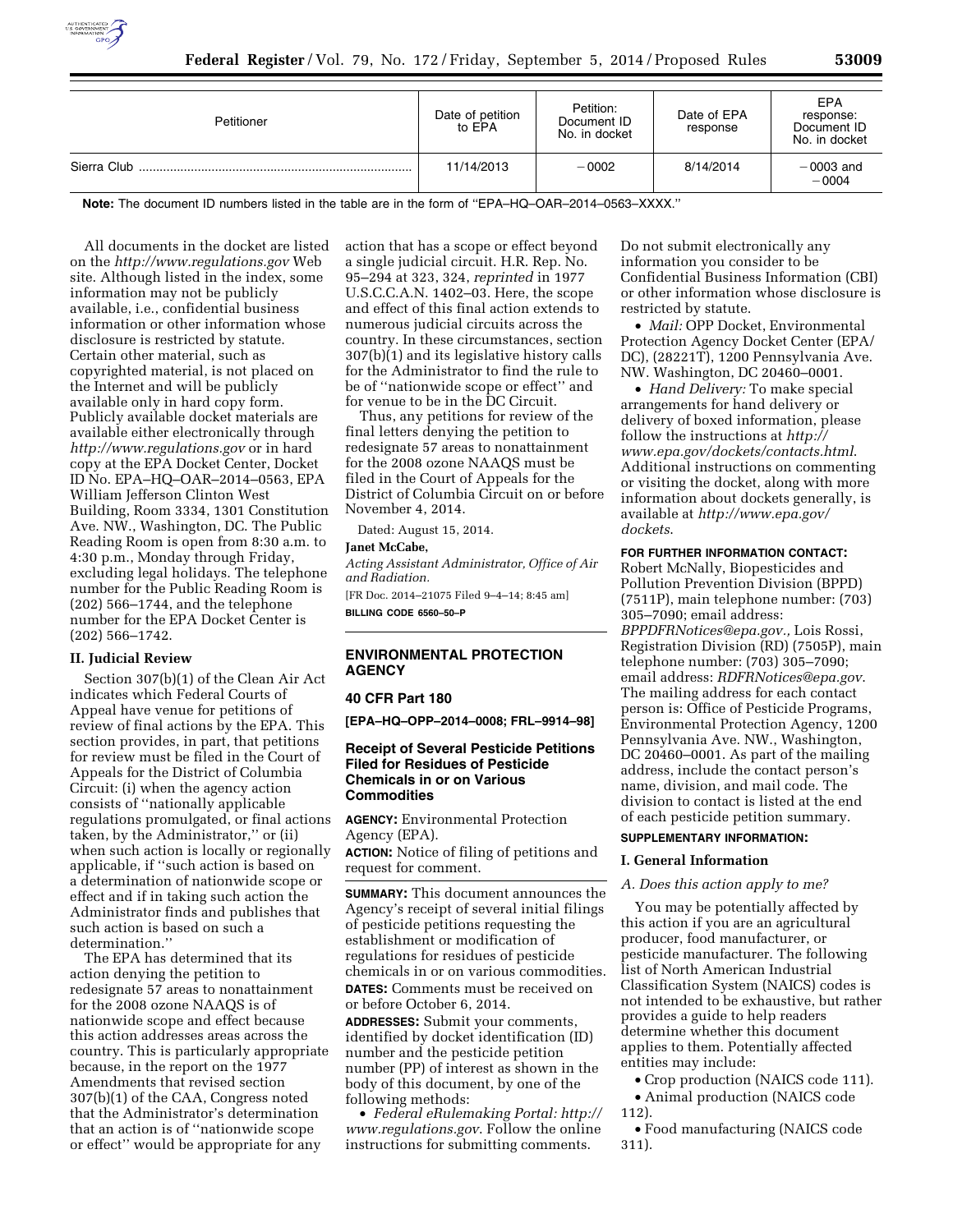| Petitioner | Date of petition to EPA | Petition: Document ID No. in docket | Date of EPA response | EPA response: Document ID No. in docket |
| --- | --- | --- | --- | --- |
| Sierra Club | 11/14/2013 | −0002 | 8/14/2014 | −0003 and −0004 |

**Note:** The document ID numbers listed in the table are in the form of ''EPA–HQ–OAR–2014–0563–XXXX.''

All documents in the docket are listed on the *http://www.regulations.gov* Web site. Although listed in the index, some information may not be publicly available, i.e., confidential business information or other information whose disclosure is restricted by statute. Certain other material, such as copyrighted material, is not placed on the Internet and will be publicly available only in hard copy form. Publicly available docket materials are available either electronically through *http://www.regulations.gov* or in hard copy at the EPA Docket Center, Docket ID No. EPA–HQ–OAR–2014–0563, EPA William Jefferson Clinton West Building, Room 3334, 1301 Constitution Ave. NW., Washington, DC. The Public Reading Room is open from 8:30 a.m. to 4:30 p.m., Monday through Friday, excluding legal holidays. The telephone number for the Public Reading Room is (202) 566–1744, and the telephone number for the EPA Docket Center is (202) 566–1742.

### II. Judicial Review

Section 307(b)(1) of the Clean Air Act indicates which Federal Courts of Appeal have venue for petitions of review of final actions by the EPA. This section provides, in part, that petitions for review must be filed in the Court of Appeals for the District of Columbia Circuit: (i) when the agency action consists of ''nationally applicable regulations promulgated, or final actions taken, by the Administrator,'' or (ii) when such action is locally or regionally applicable, if ''such action is based on a determination of nationwide scope or effect and if in taking such action the Administrator finds and publishes that such action is based on such a determination.''

The EPA has determined that its action denying the petition to redesignate 57 areas to nonattainment for the 2008 ozone NAAQS is of nationwide scope and effect because this action addresses areas across the country. This is particularly appropriate because, in the report on the 1977 Amendments that revised section 307(b)(1) of the CAA, Congress noted that the Administrator's determination that an action is of ''nationwide scope or effect'' would be appropriate for any action that has a scope or effect beyond a single judicial circuit. H.R. Rep. No. 95–294 at 323, 324, *reprinted* in 1977 U.S.C.C.A.N. 1402–03. Here, the scope and effect of this final action extends to numerous judicial circuits across the country. In these circumstances, section 307(b)(1) and its legislative history calls for the Administrator to find the rule to be of ''nationwide scope or effect'' and for venue to be in the DC Circuit.

Thus, any petitions for review of the final letters denying the petition to redesignate 57 areas to nonattainment for the 2008 ozone NAAQS must be filed in the Court of Appeals for the District of Columbia Circuit on or before November 4, 2014.

Dated: August 15, 2014.

**Janet McCabe,**

*Acting Assistant Administrator, Office of Air and Radiation.*

[FR Doc. 2014–21075 Filed 9–4–14; 8:45 am]

**BILLING CODE 6560–50–P**

---

## ENVIRONMENTAL PROTECTION AGENCY

### 40 CFR Part 180

**[EPA–HQ–OPP–2014–0008; FRL–9914–98]**

### Receipt of Several Pesticide Petitions Filed for Residues of Pesticide Chemicals in or on Various Commodities

**AGENCY:** Environmental Protection Agency (EPA).

**ACTION:** Notice of filing of petitions and request for comment.

**SUMMARY:** This document announces the Agency's receipt of several initial filings of pesticide petitions requesting the establishment or modification of regulations for residues of pesticide chemicals in or on various commodities.

**DATES:** Comments must be received on or before October 6, 2014.

**ADDRESSES:** Submit your comments, identified by docket identification (ID) number and the pesticide petition number (PP) of interest as shown in the body of this document, by one of the following methods:

- *Federal eRulemaking Portal: http://www.regulations.gov*. Follow the online instructions for submitting comments. Do not submit electronically any information you consider to be Confidential Business Information (CBI) or other information whose disclosure is restricted by statute.
- *Mail:* OPP Docket, Environmental Protection Agency Docket Center (EPA/DC), (28221T), 1200 Pennsylvania Ave. NW. Washington, DC 20460–0001.
- *Hand Delivery:* To make special arrangements for hand delivery or delivery of boxed information, please follow the instructions at *http://www.epa.gov/dockets/contacts.html*. Additional instructions on commenting or visiting the docket, along with more information about dockets generally, is available at *http://www.epa.gov/dockets*.

**FOR FURTHER INFORMATION CONTACT:** Robert McNally, Biopesticides and Pollution Prevention Division (BPPD) (7511P), main telephone number: (703) 305–7090; email address: *BPPDFRNotices@epa.gov.*, Lois Rossi, Registration Division (RD) (7505P), main telephone number: (703) 305–7090; email address: *RDFRNotices@epa.gov*. The mailing address for each contact person is: Office of Pesticide Programs, Environmental Protection Agency, 1200 Pennsylvania Ave. NW., Washington, DC 20460–0001. As part of the mailing address, include the contact person's name, division, and mail code. The division to contact is listed at the end of each pesticide petition summary.

**SUPPLEMENTARY INFORMATION:**

### I. General Information

*A. Does this action apply to me?*

You may be potentially affected by this action if you are an agricultural producer, food manufacturer, or pesticide manufacturer. The following list of North American Industrial Classification System (NAICS) codes is not intended to be exhaustive, but rather provides a guide to help readers determine whether this document applies to them. Potentially affected entities may include:

- Crop production (NAICS code 111).
- Animal production (NAICS code 112).
- Food manufacturing (NAICS code 311).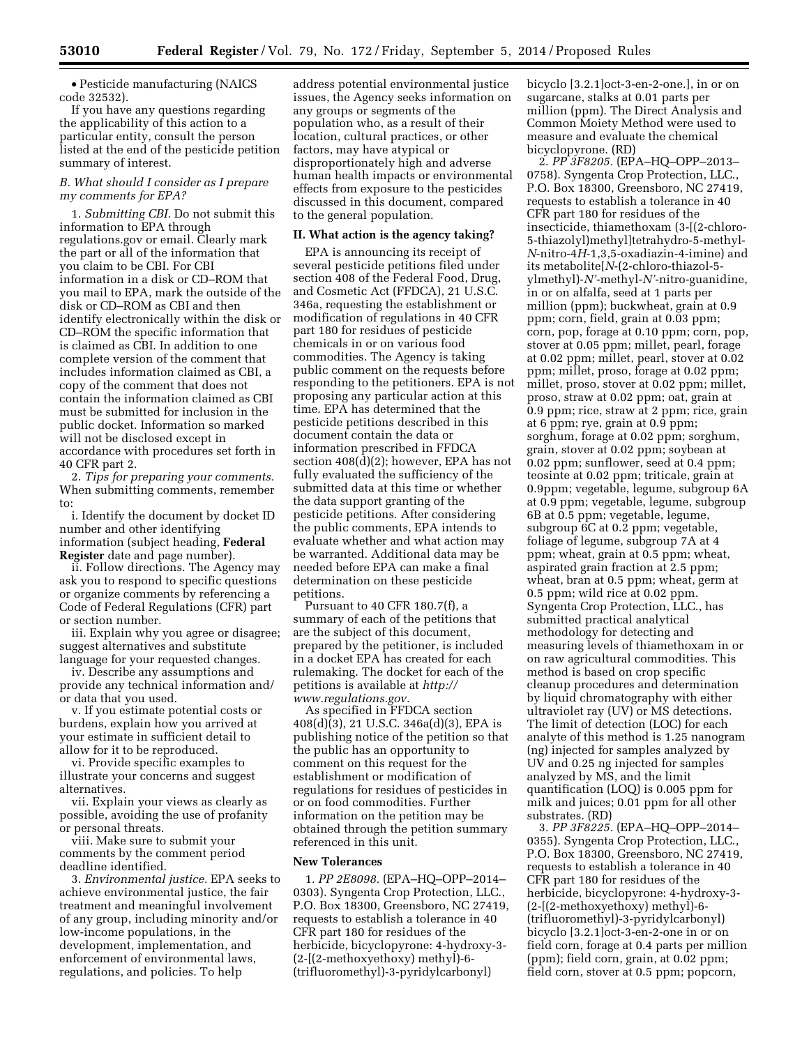• Pesticide manufacturing (NAICS code 32532).

If you have any questions regarding the applicability of this action to a particular entity, consult the person listed at the end of the pesticide petition summary of interest.

### *B. What should I consider as I prepare my comments for EPA?*

1. *Submitting CBI.* Do not submit this information to EPA through regulations.gov or email. Clearly mark the part or all of the information that you claim to be CBI. For CBI information in a disk or CD–ROM that you mail to EPA, mark the outside of the disk or CD–ROM as CBI and then identify electronically within the disk or CD–ROM the specific information that is claimed as CBI. In addition to one complete version of the comment that includes information claimed as CBI, a copy of the comment that does not contain the information claimed as CBI must be submitted for inclusion in the public docket. Information so marked will not be disclosed except in accordance with procedures set forth in 40 CFR part 2.

2. *Tips for preparing your comments.* When submitting comments, remember to:

i. Identify the document by docket ID number and other identifying information (subject heading, **Federal Register** date and page number).

ii. Follow directions. The Agency may ask you to respond to specific questions or organize comments by referencing a Code of Federal Regulations (CFR) part or section number.

iii. Explain why you agree or disagree; suggest alternatives and substitute language for your requested changes.

iv. Describe any assumptions and provide any technical information and/or data that you used.

v. If you estimate potential costs or burdens, explain how you arrived at your estimate in sufficient detail to allow for it to be reproduced.

vi. Provide specific examples to illustrate your concerns and suggest alternatives.

vii. Explain your views as clearly as possible, avoiding the use of profanity or personal threats.

viii. Make sure to submit your comments by the comment period deadline identified.

3. *Environmental justice.* EPA seeks to achieve environmental justice, the fair treatment and meaningful involvement of any group, including minority and/or low-income populations, in the development, implementation, and enforcement of environmental laws, regulations, and policies. To help address potential environmental justice issues, the Agency seeks information on any groups or segments of the population who, as a result of their location, cultural practices, or other factors, may have atypical or disproportionately high and adverse human health impacts or environmental effects from exposure to the pesticides discussed in this document, compared to the general population.

## II. What action is the agency taking?

EPA is announcing its receipt of several pesticide petitions filed under section 408 of the Federal Food, Drug, and Cosmetic Act (FFDCA), 21 U.S.C. 346a, requesting the establishment or modification of regulations in 40 CFR part 180 for residues of pesticide chemicals in or on various food commodities. The Agency is taking public comment on the requests before responding to the petitioners. EPA is not proposing any particular action at this time. EPA has determined that the pesticide petitions described in this document contain the data or information prescribed in FFDCA section 408(d)(2); however, EPA has not fully evaluated the sufficiency of the submitted data at this time or whether the data support granting of the pesticide petitions. After considering the public comments, EPA intends to evaluate whether and what action may be warranted. Additional data may be needed before EPA can make a final determination on these pesticide petitions.

Pursuant to 40 CFR 180.7(f), a summary of each of the petitions that are the subject of this document, prepared by the petitioner, is included in a docket EPA has created for each rulemaking. The docket for each of the petitions is available at *http://www.regulations.gov.*

As specified in FFDCA section 408(d)(3), 21 U.S.C. 346a(d)(3), EPA is publishing notice of the petition so that the public has an opportunity to comment on this request for the establishment or modification of regulations for residues of pesticides in or on food commodities. Further information on the petition may be obtained through the petition summary referenced in this unit.

### New Tolerances

1. *PP 2E8098.* (EPA–HQ–OPP–2014–0303). Syngenta Crop Protection, LLC., P.O. Box 18300, Greensboro, NC 27419, requests to establish a tolerance in 40 CFR part 180 for residues of the herbicide, bicyclopyrone: 4-hydroxy-3-(2-[(2-methoxyethoxy) methyl]-6-(trifluoromethyl)-3-pyridylcarbonyl) bicyclo [3.2.1]oct-3-en-2-one.], in or on sugarcane, stalks at 0.01 parts per million (ppm). The Direct Analysis and Common Moiety Method were used to measure and evaluate the chemical bicyclopyrone. (RD)

2. *PP 3F8205.* (EPA–HQ–OPP–2013–0758). Syngenta Crop Protection, LLC., P.O. Box 18300, Greensboro, NC 27419, requests to establish a tolerance in 40 CFR part 180 for residues of the insecticide, thiamethoxam (3-[(2-chloro-5-thiazolyl)methyl]tetrahydro-5-methyl-*N*-nitro-4*H*-1,3,5-oxadiazin-4-imine) and its metabolite[*N*-(2-chloro-thiazol-5-ylmethyl)-*N'*-methyl-*N'*-nitro-guanidine, in or on alfalfa, seed at 1 parts per million (ppm); buckwheat, grain at 0.9 ppm; corn, field, grain at 0.03 ppm; corn, pop, forage at 0.10 ppm; corn, pop, stover at 0.05 ppm; millet, pearl, forage at 0.02 ppm; millet, pearl, stover at 0.02 ppm; millet, proso, forage at 0.02 ppm; millet, proso, stover at 0.02 ppm; millet, proso, straw at 0.02 ppm; oat, grain at 0.9 ppm; rice, straw at 2 ppm; rice, grain at 6 ppm; rye, grain at 0.9 ppm; sorghum, forage at 0.02 ppm; sorghum, grain, stover at 0.02 ppm; soybean at 0.02 ppm; sunflower, seed at 0.4 ppm; teosinte at 0.02 ppm; triticale, grain at 0.9ppm; vegetable, legume, subgroup 6A at 0.9 ppm; vegetable, legume, subgroup 6B at 0.5 ppm; vegetable, legume, subgroup 6C at 0.2 ppm; vegetable, foliage of legume, subgroup 7A at 4 ppm; wheat, grain at 0.5 ppm; wheat, aspirated grain fraction at 2.5 ppm; wheat, bran at 0.5 ppm; wheat, germ at 0.5 ppm; wild rice at 0.02 ppm. Syngenta Crop Protection, LLC., has submitted practical analytical methodology for detecting and measuring levels of thiamethoxam in or on raw agricultural commodities. This method is based on crop specific cleanup procedures and determination by liquid chromatography with either ultraviolet ray (UV) or MS detections. The limit of detection (LOC) for each analyte of this method is 1.25 nanogram (ng) injected for samples analyzed by UV and 0.25 ng injected for samples analyzed by MS, and the limit quantification (LOQ) is 0.005 ppm for milk and juices; 0.01 ppm for all other substrates. (RD)

3. *PP 3F8225.* (EPA–HQ–OPP–2014–0355). Syngenta Crop Protection, LLC., P.O. Box 18300, Greensboro, NC 27419, requests to establish a tolerance in 40 CFR part 180 for residues of the herbicide, bicyclopyrone: 4-hydroxy-3-(2-[(2-methoxyethoxy) methyl]-6-(trifluoromethyl)-3-pyridylcarbonyl) bicyclo [3.2.1]oct-3-en-2-one in or on field corn, forage at 0.4 parts per million (ppm); field corn, grain, at 0.02 ppm; field corn, stover at 0.5 ppm; popcorn,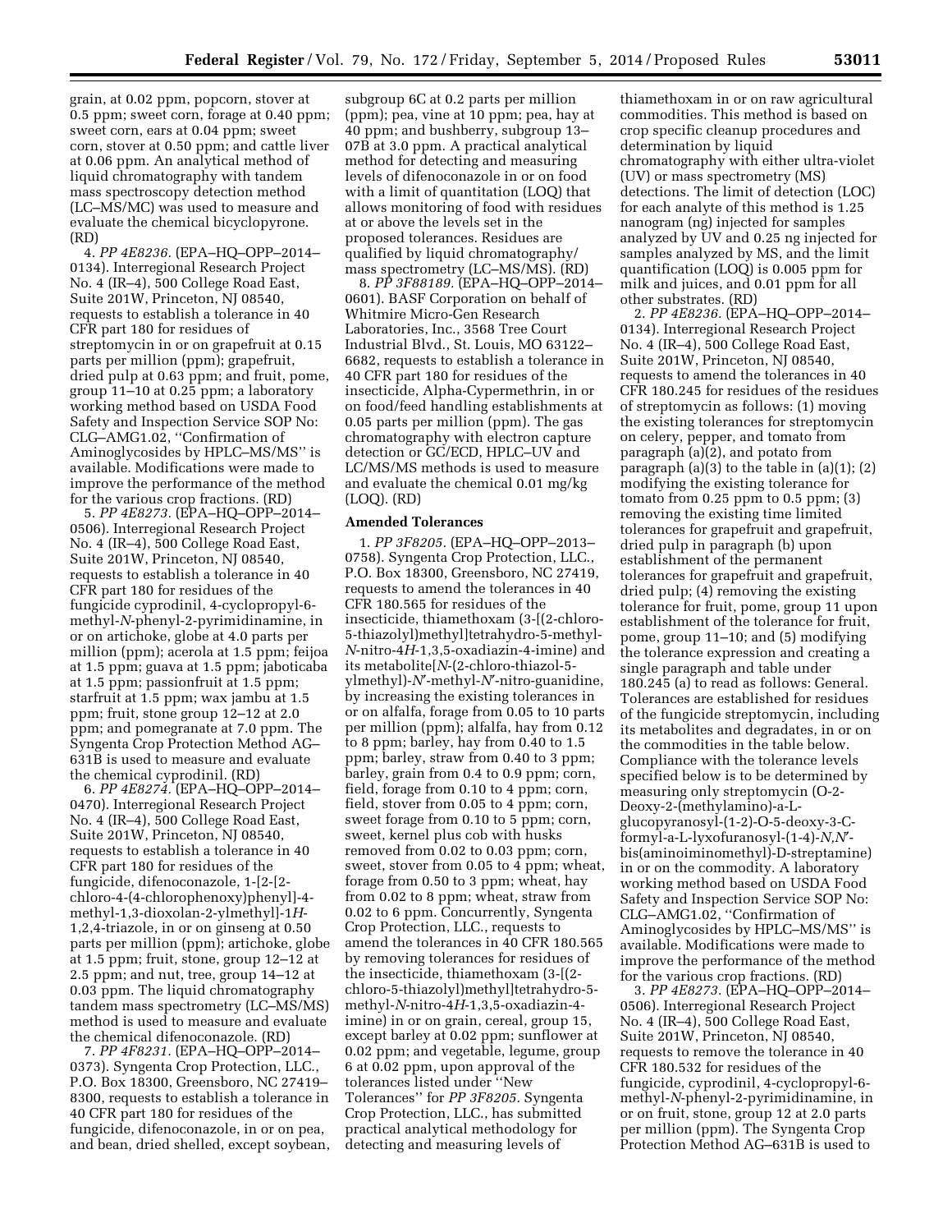grain, at 0.02 ppm, popcorn, stover at 0.5 ppm; sweet corn, forage at 0.40 ppm; sweet corn, ears at 0.04 ppm; sweet corn, stover at 0.50 ppm; and cattle liver at 0.06 ppm. An analytical method of liquid chromatography with tandem mass spectroscopy detection method (LC–MS/MC) was used to measure and evaluate the chemical bicyclopyrone. (RD)

4. *PP 4E8236.* (EPA–HQ–OPP–2014–0134). Interregional Research Project No. 4 (IR–4), 500 College Road East, Suite 201W, Princeton, NJ 08540, requests to establish a tolerance in 40 CFR part 180 for residues of streptomycin in or on grapefruit at 0.15 parts per million (ppm); grapefruit, dried pulp at 0.63 ppm; and fruit, pome, group 11–10 at 0.25 ppm; and a laboratory working method based on USDA Food Safety and Inspection Service SOP No: CLG–AMG1.02, ''Confirmation of Aminoglycosides by HPLC–MS/MS'' is available. Modifications were made to improve the performance of the method for the various crop fractions. (RD)

5. *PP 4E8273.* (EPA–HQ–OPP–2014–0506). Interregional Research Project No. 4 (IR–4), 500 College Road East, Suite 201W, Princeton, NJ 08540, requests to establish a tolerance in 40 CFR part 180 for residues of the fungicide cyprodinil, 4-cyclopropyl-6-methyl-*N*-phenyl-2-pyrimidinamine, in or on artichoke, globe at 4.0 parts per million (ppm); acerola at 1.5 ppm; feijoa at 1.5 ppm; guava at 1.5 ppm; jaboticaba at 1.5 ppm; passionfruit at 1.5 ppm; starfruit at 1.5 ppm; wax jambu at 1.5 ppm; fruit, stone group 12–12 at 2.0 ppm; and pomegranate at 7.0 ppm. The Syngenta Crop Protection Method AG–631B is used to measure and evaluate the chemical cyprodinil. (RD)

6. *PP 4E8274.* (EPA–HQ–OPP–2014–0470). Interregional Research Project No. 4 (IR–4), 500 College Road East, Suite 201W, Princeton, NJ 08540, requests to establish a tolerance in 40 CFR part 180 for residues of the fungicide, difenoconazole, 1-[2-[2-chloro-4-(4-chlorophenoxy)phenyl]-4-methyl-1,3-dioxolan-2-ylmethyl]-1*H*-1,2,4-triazole, in or on ginseng at 0.50 parts per million (ppm); artichoke, globe at 1.5 ppm; fruit, stone, group 12–12 at 2.5 ppm; and nut, tree, group 14–12 at 0.03 ppm. The liquid chromatography tandem mass spectrometry (LC–MS/MS) method is used to measure and evaluate the chemical difenoconazole. (RD)

7. *PP 4F8231.* (EPA–HQ–OPP–2014–0373). Syngenta Crop Protection, LLC., P.O. Box 18300, Greensboro, NC 27419–8300, requests to establish a tolerance in 40 CFR part 180 for residues of the fungicide, difenoconazole, in or on pea, and bean, dried shelled, except soybean, subgroup 6C at 0.2 parts per million (ppm); pea, vine at 10 ppm; pea, hay at 40 ppm; and bushberry, subgroup 13–07B at 3.0 ppm. A practical analytical method for detecting and measuring levels of difenoconazole in or on food with a limit of quantitation (LOQ) that allows monitoring of food with residues at or above the levels set in the proposed tolerances. Residues are qualified by liquid chromatography/mass spectrometry (LC–MS/MS). (RD)

8. *PP 3F88189.* (EPA–HQ–OPP–2014–0601). BASF Corporation on behalf of Whitmire Micro-Gen Research Laboratories, Inc., 3568 Tree Court Industrial Blvd., St. Louis, MO 63122–6682, requests to establish a tolerance in 40 CFR part 180 for residues of the insecticide, Alpha-Cypermethrin, in or on food/feed handling establishments at 0.05 parts per million (ppm). The gas chromatography with electron capture detection or GC/ECD, HPLC–UV and LC/MS/MS methods is used to measure and evaluate the chemical 0.01 mg/kg (LOQ). (RD)

**Amended Tolerances**

1. *PP 3F8205.* (EPA–HQ–OPP–2013–0758). Syngenta Crop Protection, LLC., P.O. Box 18300, Greensboro, NC 27419, requests to amend the tolerances in 40 CFR 180.565 for residues of the insecticide, thiamethoxam (3-[(2-chloro-5-thiazolyl)methyl]tetrahydro-5-methyl-*N*-nitro-4*H*-1,3,5-oxadiazin-4-imine) and its metabolite[*N*-(2-chloro-thiazol-5-ylmethyl)-*N*′-methyl-*N*′-nitro-guanidine, by increasing the existing tolerances in or on alfalfa, forage from 0.05 to 10 parts per million (ppm); alfalfa, hay from 0.12 to 8 ppm; barley, hay from 0.40 to 1.5 ppm; barley, straw from 0.40 to 3 ppm; barley, grain from 0.4 to 0.9 ppm; corn, field, forage from 0.10 to 4 ppm; corn, field, stover from 0.05 to 4 ppm; corn, sweet forage from 0.10 to 5 ppm; corn, sweet, kernel plus cob with husks removed from 0.02 to 0.03 ppm; corn, sweet, stover from 0.05 to 4 ppm; wheat, forage from 0.50 to 3 ppm; wheat, hay from 0.02 to 8 ppm; wheat, straw from 0.02 to 6 ppm. Concurrently, Syngenta Crop Protection, LLC., requests to amend the tolerances in 40 CFR 180.565 by removing tolerances for residues of the insecticide, thiamethoxam (3-[(2-chloro-5-thiazolyl)methyl]tetrahydro-5-methyl-*N*-nitro-4*H*-1,3,5-oxadiazin-4-imine) in or on grain, cereal, group 15, except barley at 0.02 ppm; sunflower at 0.02 ppm; and vegetable, legume, group 6 at 0.02 ppm, upon approval of the tolerances listed under ''New Tolerances'' for *PP 3F8205.* Syngenta Crop Protection, LLC., has submitted practical analytical methodology for detecting and measuring levels of thiamethoxam in or on raw agricultural commodities. This method is based on crop specific cleanup procedures and determination by liquid chromatography with either ultra-violet (UV) or mass spectrometry (MS) detections. The limit of detection (LOC) for each analyte of this method is 1.25 nanogram (ng) injected for samples analyzed by UV and 0.25 ng injected for samples analyzed by MS, and the limit quantification (LOQ) is 0.005 ppm for milk and juices, and 0.01 ppm for all other substrates. (RD)

2. *PP 4E8236.* (EPA–HQ–OPP–2014–0134). Interregional Research Project No. 4 (IR–4), 500 College Road East, Suite 201W, Princeton, NJ 08540, requests to amend the tolerances in 40 CFR 180.245 for residues of the residues of streptomycin as follows: (1) moving the existing tolerances for streptomycin on celery, pepper, and tomato from paragraph (a)(2), and potato from paragraph (a)(3) to the table in (a)(1); (2) modifying the existing tolerance for tomato from 0.25 ppm to 0.5 ppm; (3) removing the existing time limited tolerances for grapefruit and grapefruit, dried pulp in paragraph (b) upon establishment of the permanent tolerances for grapefruit and grapefruit, dried pulp; (4) removing the existing tolerance for fruit, pome, group 11 upon establishment of the tolerance for fruit, pome, group 11–10; and (5) modifying the tolerance expression and creating a single paragraph and table under 180.245 (a) to read as follows: General. Tolerances are established for residues of the fungicide streptomycin, including its metabolites and degradates, in or on the commodities in the table below. Compliance with the tolerance levels specified below is to be determined by measuring only streptomycin (O-2-Deoxy-2-(methylamino)-a-L-glucopyranosyl-(1-2)-O-5-deoxy-3-C-formyl-a-L-lyxofuranosyl-(1-4)-*N,N*′-bis(aminoiminomethyl)-D-streptamine) in or on the commodity. A laboratory working method based on USDA Food Safety and Inspection Service SOP No: CLG–AMG1.02, ''Confirmation of Aminoglycosides by HPLC–MS/MS'' is available. Modifications were made to improve the performance of the method for the various crop fractions. (RD)

3. *PP 4E8273.* (EPA–HQ–OPP–2014–0506). Interregional Research Project No. 4 (IR–4), 500 College Road East, Suite 201W, Princeton, NJ 08540, requests to remove the tolerance in 40 CFR 180.532 for residues of the fungicide, cyprodinil, 4-cyclopropyl-6-methyl-*N*-phenyl-2-pyrimidinamine, in or on fruit, stone, group 12 at 2.0 parts per million (ppm). The Syngenta Crop Protection Method AG–631B is used to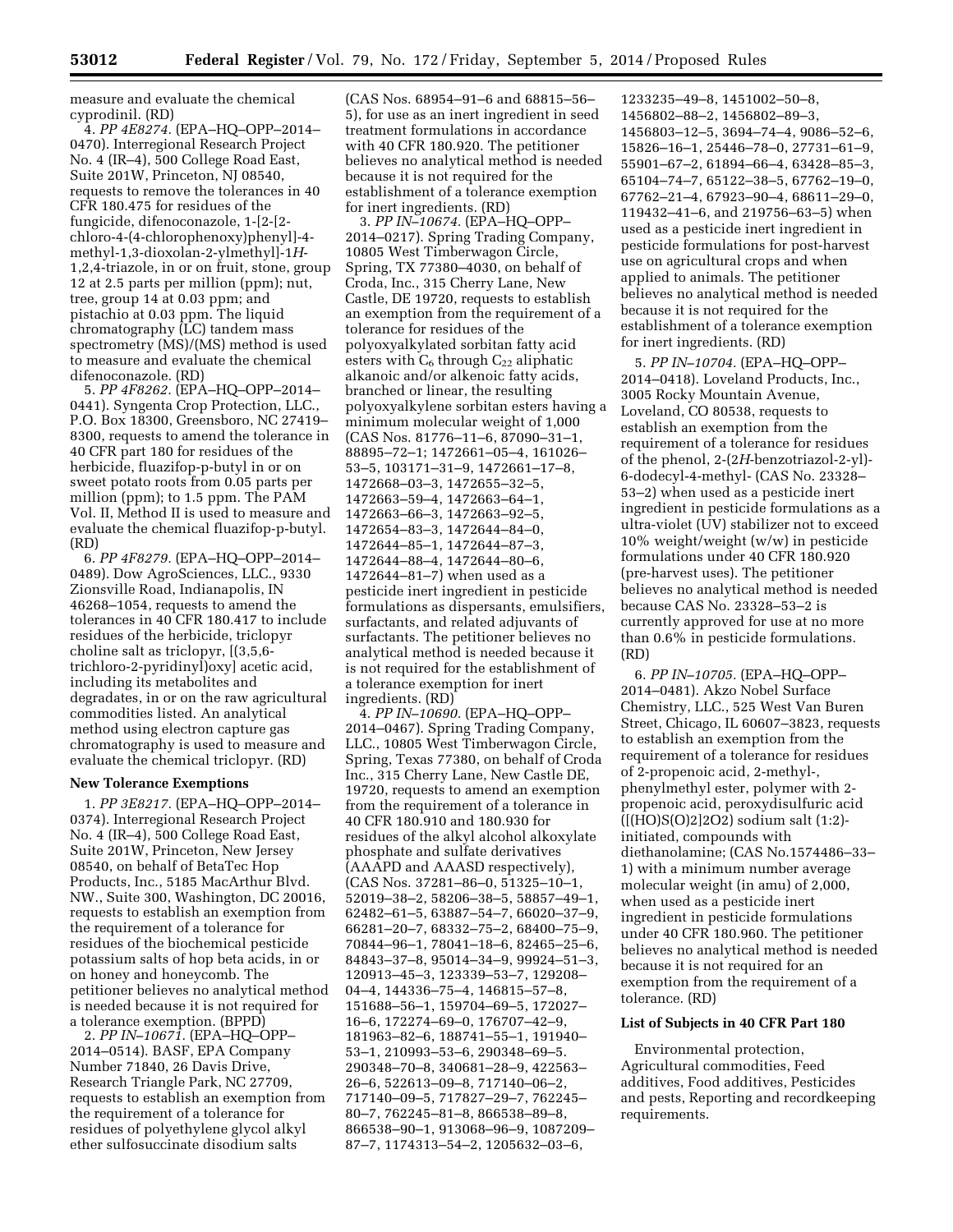measure and evaluate the chemical cyprodinil. (RD)

4. *PP 4E8274.* (EPA–HQ–OPP–2014–0470). Interregional Research Project No. 4 (IR–4), 500 College Road East, Suite 201W, Princeton, NJ 08540, requests to remove the tolerances in 40 CFR 180.475 for residues of the fungicide, difenoconazole, 1-[2-[2-chloro-4-(4-chlorophenoxy)phenyl]-4-methyl-1,3-dioxolan-2-ylmethyl]-1*H*-1,2,4-triazole, in or on fruit, stone, group 12 at 2.5 parts per million (ppm); nut, tree, group 14 at 0.03 ppm; and pistachio at 0.03 ppm. The liquid chromatography (LC) tandem mass spectrometry (MS)/(MS) method is used to measure and evaluate the chemical difenoconazole. (RD)

5. *PP 4F8262.* (EPA–HQ–OPP–2014–0441). Syngenta Crop Protection, LLC., P.O. Box 18300, Greensboro, NC 27419–8300, requests to amend the tolerance in 40 CFR part 180 for residues of the herbicide, fluazifop-p-butyl in or on sweet potato roots from 0.05 parts per million (ppm); to 1.5 ppm. The PAM Vol. II, Method II is used to measure and evaluate the chemical fluazifop-p-butyl. (RD)

6. *PP 4F8279.* (EPA–HQ–OPP–2014–0489). Dow AgroSciences, LLC., 9330 Zionsville Road, Indianapolis, IN 46268–1054, requests to amend the tolerances in 40 CFR 180.417 to include residues of the herbicide, triclopyr choline salt as triclopyr, [(3,5,6-trichloro-2-pyridinyl)oxy] acetic acid, including its metabolites and degradates, in or on the raw agricultural commodities listed. An analytical method using electron capture gas chromatography is used to measure and evaluate the chemical triclopyr. (RD)

**New Tolerance Exemptions**

1. *PP 3E8217.* (EPA–HQ–OPP–2014–0374). Interregional Research Project No. 4 (IR–4), 500 College Road East, Suite 201W, Princeton, New Jersey 08540, on behalf of BetaTec Hop Products, Inc., 5185 MacArthur Blvd. NW., Suite 300, Washington, DC 20016, requests to establish an exemption from the requirement of a tolerance for residues of the biochemical pesticide potassium salts of hop beta acids, in or on honey and honeycomb. The petitioner believes no analytical method is needed because it is not required for a tolerance exemption. (BPPD)

2. *PP IN–10671.* (EPA–HQ–OPP–2014–0514). BASF, EPA Company Number 71840, 26 Davis Drive, Research Triangle Park, NC 27709, requests to establish an exemption from the requirement of a tolerance for residues of polyethylene glycol alkyl ether sulfosuccinate disodium salts (CAS Nos. 68954–91–6 and 68815–56–5), for use as an inert ingredient in seed treatment formulations in accordance with 40 CFR 180.920. The petitioner believes no analytical method is needed because it is not required for the establishment of a tolerance exemption for inert ingredients. (RD)

3. *PP IN–10674.* (EPA–HQ–OPP–2014–0217). Spring Trading Company, 10805 West Timberwagon Circle, Spring, TX 77380–4030, on behalf of Croda, Inc., 315 Cherry Lane, New Castle, DE 19720, requests to establish an exemption from the requirement of a tolerance for residues of the polyoxyalkylated sorbitan fatty acid esters with $C_6$ through $C_{22}$ aliphatic alkanoic and/or alkenoic fatty acids, branched or linear, the resulting polyoxyalkylene sorbitan esters having a minimum molecular weight of 1,000 (CAS Nos. 81776–11–6, 87090–31–1, 88895–72–1; 1472661–05–4, 161026–53–5, 103171–31–9, 1472661–17–8, 1472668–03–3, 1472655–32–5, 1472663–59–4, 1472663–64–1, 1472663–66–3, 1472663–92–5, 1472654–83–3, 1472644–84–0, 1472644–85–1, 1472644–87–3, 1472644–88–4, 1472644–80–6, 1472644–81–7) when used as a pesticide inert ingredient in pesticide formulations as dispersants, emulsifiers, surfactants, and related adjuvants of surfactants. The petitioner believes no analytical method is needed because it is not required for the establishment of a tolerance exemption for inert ingredients. (RD)

4. *PP IN–10690.* (EPA–HQ–OPP–2014–0467). Spring Trading Company, LLC., 10805 West Timberwagon Circle, Spring, Texas 77380, on behalf of Croda Inc., 315 Cherry Lane, New Castle DE, 19720, requests to amend an exemption from the requirement of a tolerance in 40 CFR 180.910 and 180.930 for residues of the alkyl alcohol alkoxylate phosphate and sulfate derivatives (AAAPD and AAASD respectively), (CAS Nos. 37281–86–0, 51325–10–1, 52019–38–2, 58206–38–5, 58857–49–1, 62482–61–5, 63887–54–7, 66020–37–9, 66281–20–7, 68332–75–2, 68400–75–9, 70844–96–1, 78041–18–6, 82465–25–6, 84843–37–8, 95014–34–9, 99924–51–3, 120913–45–3, 123339–53–7, 129208–04–4, 144336–75–4, 146815–57–8, 151688–56–1, 159704–69–5, 172027–16–6, 172274–69–0, 176707–42–9, 181963–82–6, 188741–55–1, 191940–53–1, 210993–53–6, 290348–69–5. 290348–70–8, 340681–28–9, 422563–26–6, 522613–09–8, 717140–06–2, 717140–09–5, 717827–29–7, 762245–80–7, 762245–81–8, 866538–89–8, 866538–90–1, 913068–96–9, 1087209–87–7, 1174313–54–2, 1205632–03–6, 1233235–49–8, 1451002–50–8, 1456802–88–2, 1456802–89–3, 1456803–12–5, 3694–74–4, 9086–52–6, 15826–16–1, 25446–78–0, 27731–61–9, 55901–67–2, 61894–66–4, 63428–85–3, 65104–74–7, 65122–38–5, 67762–19–0, 67762–21–4, 67923–90–4, 68611–29–0, 119432–41–6, and 219756–63–5) when used as a pesticide inert ingredient in pesticide formulations for post-harvest use on agricultural crops and when applied to animals. The petitioner believes no analytical method is needed because it is not required for the establishment of a tolerance exemption for inert ingredients. (RD)

5. *PP IN–10704.* (EPA–HQ–OPP–2014–0418). Loveland Products, Inc., 3005 Rocky Mountain Avenue, Loveland, CO 80538, requests to establish an exemption from the requirement of a tolerance for residues of the phenol, 2-(2*H*-benzotriazol-2-yl)-6-dodecyl-4-methyl- (CAS No. 23328–53–2) when used as a pesticide inert ingredient in pesticide formulations as a ultra-violet (UV) stabilizer not to exceed 10% weight/weight (w/w) in pesticide formulations under 40 CFR 180.920 (pre-harvest uses). The petitioner believes no analytical method is needed because CAS No. 23328–53–2 is currently approved for use at no more than 0.6% in pesticide formulations. (RD)

6. *PP IN–10705.* (EPA–HQ–OPP–2014–0481). Akzo Nobel Surface Chemistry, LLC., 525 West Van Buren Street, Chicago, IL 60607–3823, requests to establish an exemption from the requirement of a tolerance for residues of 2-propenoic acid, 2-methyl-, phenylmethyl ester, polymer with 2-propenoic acid, peroxydisulfuric acid ([(HO)S(O)2]2O2) sodium salt (1:2)-initiated, compounds with diethanolamine; (CAS No.1574486–33–1) with a minimum number average molecular weight (in amu) of 2,000, when used as a pesticide inert ingredient in pesticide formulations under 40 CFR 180.960. The petitioner believes no analytical method is needed because it is not required for an exemption from the requirement of a tolerance. (RD)

**List of Subjects in 40 CFR Part 180**

Environmental protection, Agricultural commodities, Feed additives, Food additives, Pesticides and pests, Reporting and recordkeeping requirements.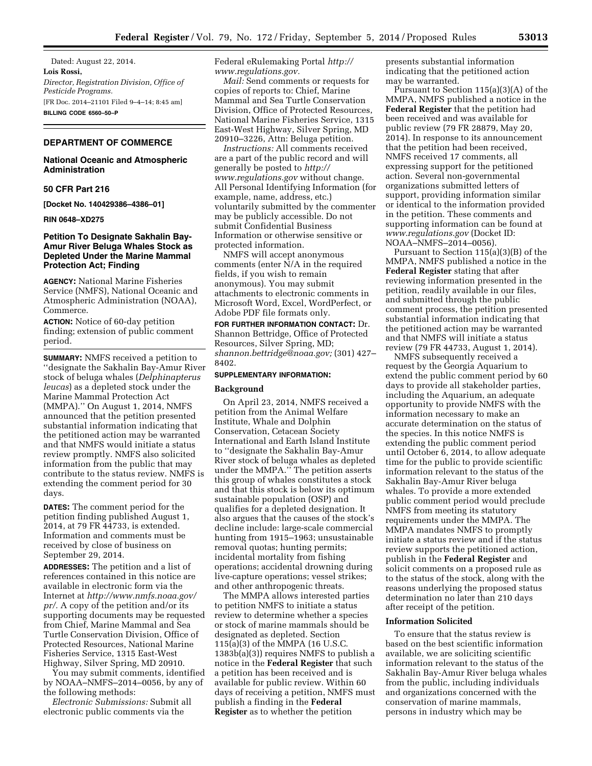Dated: August 22, 2014.

**Lois Rossi,**

*Director, Registration Division, Office of Pesticide Programs.*

[FR Doc. 2014–21101 Filed 9–4–14; 8:45 am]

**BILLING CODE 6560–50–P**

## DEPARTMENT OF COMMERCE

### National Oceanic and Atmospheric Administration

### 50 CFR Part 216

**[Docket No. 140429386–4386–01]**

**RIN 0648–XD275**

### Petition To Designate Sakhalin Bay-Amur River Beluga Whales Stock as Depleted Under the Marine Mammal Protection Act; Finding

**AGENCY:** National Marine Fisheries Service (NMFS), National Oceanic and Atmospheric Administration (NOAA), Commerce.

**ACTION:** Notice of 60-day petition finding; extension of public comment period.

**SUMMARY:** NMFS received a petition to ''designate the Sakhalin Bay-Amur River stock of beluga whales (*Delphinapterus leucas*) as a depleted stock under the Marine Mammal Protection Act (MMPA).'' On August 1, 2014, NMFS announced that the petition presented substantial information indicating that the petitioned action may be warranted and that NMFS would initiate a status review promptly. NMFS also solicited information from the public that may contribute to the status review. NMFS is extending the comment period for 30 days.

**DATES:** The comment period for the petition finding published August 1, 2014, at 79 FR 44733, is extended. Information and comments must be received by close of business on September 29, 2014.

**ADDRESSES:** The petition and a list of references contained in this notice are available in electronic form via the Internet at *http://www.nmfs.noaa.gov/pr/.* A copy of the petition and/or its supporting documents may be requested from Chief, Marine Mammal and Sea Turtle Conservation Division, Office of Protected Resources, National Marine Fisheries Service, 1315 East-West Highway, Silver Spring, MD 20910.

You may submit comments, identified by NOAA–NMFS–2014–0056, by any of the following methods:

*Electronic Submissions:* Submit all electronic public comments via the Federal eRulemaking Portal *http://www.regulations.gov.*

*Mail:* Send comments or requests for copies of reports to: Chief, Marine Mammal and Sea Turtle Conservation Division, Office of Protected Resources, National Marine Fisheries Service, 1315 East-West Highway, Silver Spring, MD 20910–3226, Attn: Beluga petition.

*Instructions:* All comments received are a part of the public record and will generally be posted to *http://www.regulations.gov* without change. All Personal Identifying Information (for example, name, address, etc.) voluntarily submitted by the commenter may be publicly accessible. Do not submit Confidential Business Information or otherwise sensitive or protected information.

NMFS will accept anonymous comments (enter N/A in the required fields, if you wish to remain anonymous). You may submit attachments to electronic comments in Microsoft Word, Excel, WordPerfect, or Adobe PDF file formats only.

**FOR FURTHER INFORMATION CONTACT:** Dr. Shannon Bettridge, Office of Protected Resources, Silver Spring, MD; *shannon.bettridge@noaa.gov;* (301) 427–8402.

**SUPPLEMENTARY INFORMATION:**

#### Background

On April 23, 2014, NMFS received a petition from the Animal Welfare Institute, Whale and Dolphin Conservation, Cetacean Society International and Earth Island Institute to ''designate the Sakhalin Bay-Amur River stock of beluga whales as depleted under the MMPA.'' The petition asserts this group of whales constitutes a stock and that this stock is below its optimum sustainable population (OSP) and qualifies for a depleted designation. It also argues that the causes of the stock's decline include: large-scale commercial hunting from 1915–1963; unsustainable removal quotas; hunting permits; incidental mortality from fishing operations; accidental drowning during live-capture operations; vessel strikes; and other anthropogenic threats.

The MMPA allows interested parties to petition NMFS to initiate a status review to determine whether a species or stock of marine mammals should be designated as depleted. Section 115(a)(3) of the MMPA (16 U.S.C. 1383b(a)(3)) requires NMFS to publish a notice in the **Federal Register** that such a petition has been received and is available for public review. Within 60 days of receiving a petition, NMFS must publish a finding in the **Federal Register** as to whether the petition presents substantial information indicating that the petitioned action may be warranted.

Pursuant to Section 115(a)(3)(A) of the MMPA, NMFS published a notice in the **Federal Register** that the petition had been received and was available for public review (79 FR 28879, May 20, 2014). In response to its announcement that the petition had been received, NMFS received 17 comments, all expressing support for the petitioned action. Several non-governmental organizations submitted letters of support, providing information similar or identical to the information provided in the petition. These comments and supporting information can be found at *www.regulations.gov* (Docket ID: NOAA–NMFS–2014–0056).

Pursuant to Section 115(a)(3)(B) of the MMPA, NMFS published a notice in the **Federal Register** stating that after reviewing information presented in the petition, readily available in our files, and submitted through the public comment process, the petition presented substantial information indicating that the petitioned action may be warranted and that NMFS will initiate a status review (79 FR 44733, August 1, 2014).

NMFS subsequently received a request by the Georgia Aquarium to extend the public comment period by 60 days to provide all stakeholder parties, including the Aquarium, an adequate opportunity to provide NMFS with the information necessary to make an accurate determination on the status of the species. In this notice NMFS is extending the public comment period until October 6, 2014, to allow adequate time for the public to provide scientific information relevant to the status of the Sakhalin Bay-Amur River beluga whales. To provide a more extended public comment period would preclude NMFS from meeting its statutory requirements under the MMPA. The MMPA mandates NMFS to promptly initiate a status review and if the status review supports the petitioned action, publish in the **Federal Register** and solicit comments on a proposed rule as to the status of the stock, along with the reasons underlying the proposed status determination no later than 210 days after receipt of the petition.

#### Information Solicited

To ensure that the status review is based on the best scientific information available, we are soliciting scientific information relevant to the status of the Sakhalin Bay-Amur River beluga whales from the public, including individuals and organizations concerned with the conservation of marine mammals, persons in industry which may be